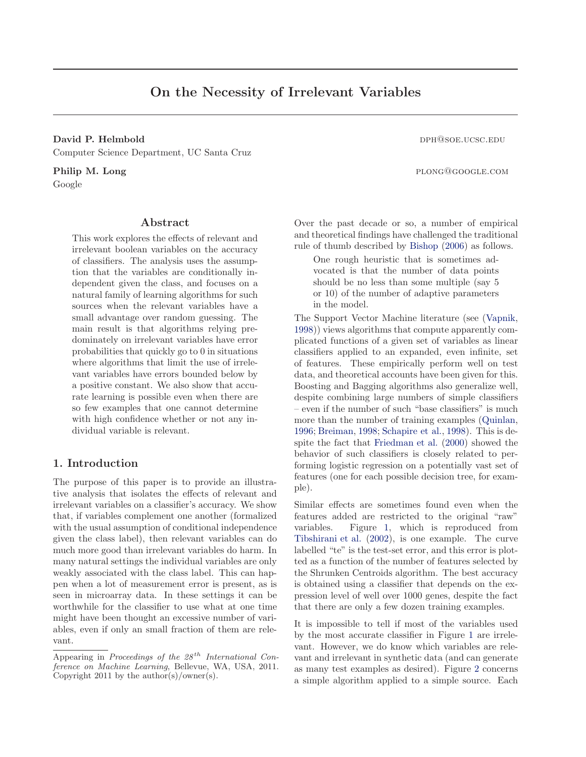# On the Necessity of Irrelevant Variables

**David P. Helmbold** DPH@SOE.UCSC.EDU
Computer Science Department, UC Santa Cruz

**Philip M. Long** PLONG@GOOGLE.COM
Google

## Abstract

This work explores the effects of relevant and irrelevant boolean variables on the accuracy of classifiers. The analysis uses the assumption that the variables are conditionally independent given the class, and focuses on a natural family of learning algorithms for such sources when the relevant variables have a small advantage over random guessing. The main result is that algorithms relying predominately on irrelevant variables have error probabilities that quickly go to 0 in situations where algorithms that limit the use of irrelevant variables have errors bounded below by a positive constant. We also show that accurate learning is possible even when there are so few examples that one cannot determine with high confidence whether or not any individual variable is relevant.

## 1. Introduction

The purpose of this paper is to provide an illustrative analysis that isolates the effects of relevant and irrelevant variables on a classifier's accuracy. We show that, if variables complement one another (formalized with the usual assumption of conditional independence given the class label), then relevant variables can do much more good than irrelevant variables do harm. In many natural settings the individual variables are only weakly associated with the class label. This can happen when a lot of measurement error is present, as is seen in microarray data. In these settings it can be worthwhile for the classifier to use what at one time might have been thought an excessive number of variables, even if only an small fraction of them are relevant.

Appearing in *Proceedings of the 28th International Conference on Machine Learning*, Bellevue, WA, USA, 2011. Copyright 2011 by the author(s)/owner(s).

Over the past decade or so, a number of empirical and theoretical findings have challenged the traditional rule of thumb described by Bishop (2006) as follows.

> One rough heuristic that is sometimes advocated is that the number of data points should be no less than some multiple (say 5 or 10) of the number of adaptive parameters in the model.

The Support Vector Machine literature (see (Vapnik, 1998)) views algorithms that compute apparently complicated functions of a given set of variables as linear classifiers applied to an expanded, even infinite, set of features. These empirically perform well on test data, and theoretical accounts have been given for this. Boosting and Bagging algorithms also generalize well, despite combining large numbers of simple classifiers – even if the number of such "base classifiers" is much more than the number of training examples (Quinlan, 1996; Breiman, 1998; Schapire et al., 1998). This is despite the fact that Friedman et al. (2000) showed the behavior of such classifiers is closely related to performing logistic regression on a potentially vast set of features (one for each possible decision tree, for example).

Similar effects are sometimes found even when the features added are restricted to the original "raw" variables. Figure 1, which is reproduced from Tibshirani et al. (2002), is one example. The curve labelled "te" is the test-set error, and this error is plotted as a function of the number of features selected by the Shrunken Centroids algorithm. The best accuracy is obtained using a classifier that depends on the expression level of well over 1000 genes, despite the fact that there are only a few dozen training examples.

It is impossible to tell if most of the variables used by the most accurate classifier in Figure 1 are irrelevant. However, we do know which variables are relevant and irrelevant in synthetic data (and can generate as many test examples as desired). Figure 2 concerns a simple algorithm applied to a simple source. Each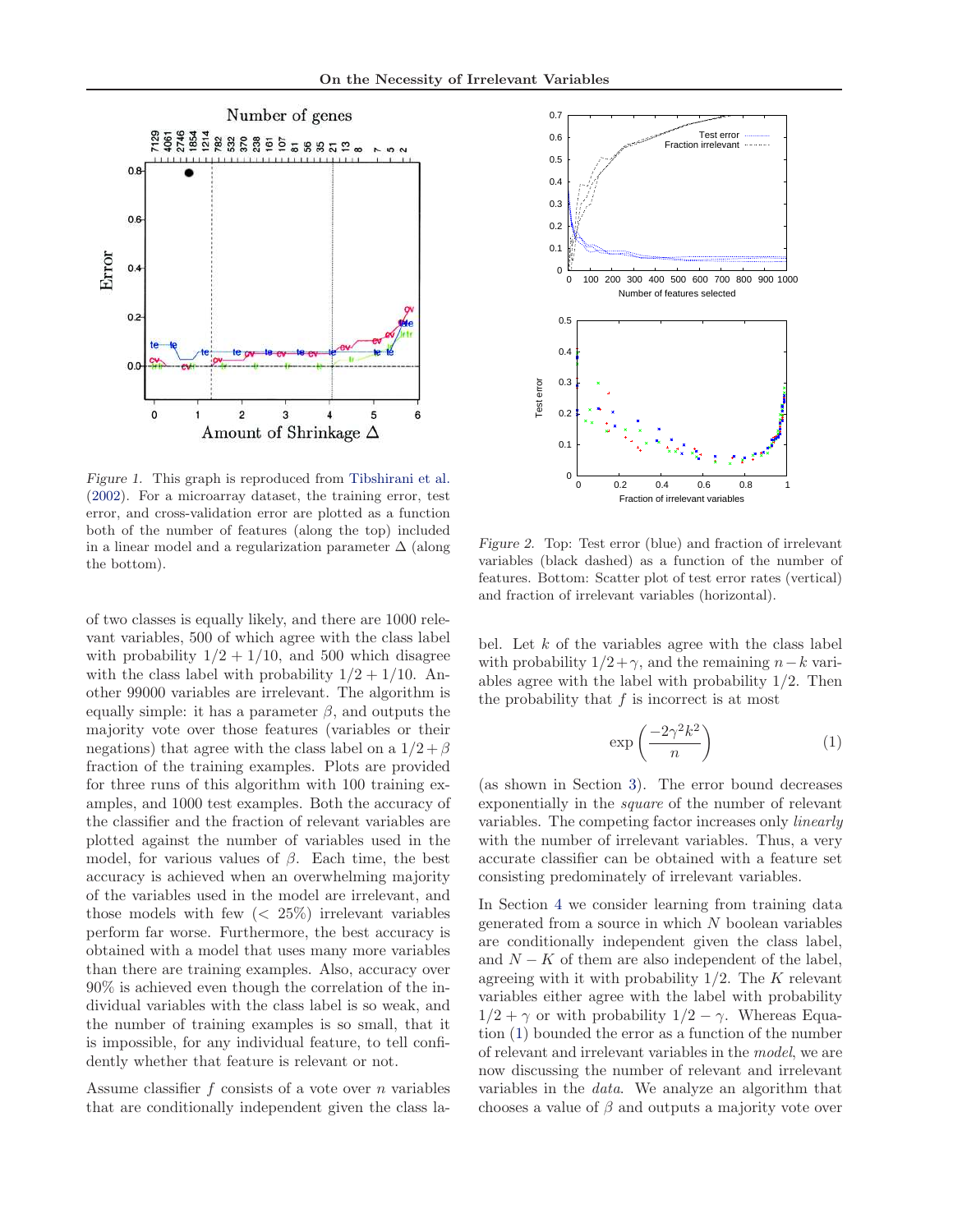Figure 1. This graph is reproduced from Tibshirani et al. (2002). For a microarray dataset, the training error, test error, and cross-validation error are plotted as a function both of the number of features (along the top) included in a linear model and a regularization parameter $\Delta$ (along the bottom).

Figure 2. Top: Test error (blue) and fraction of irrelevant variables (black dashed) as a function of the number of features. Bottom: Scatter plot of test error rates (vertical) and fraction of irrelevant variables (horizontal).

of two classes is equally likely, and there are 1000 relevant variables, 500 of which agree with the class label with probability $1/2 + 1/10$, and 500 which disagree with the class label with probability $1/2 + 1/10$. Another 99000 variables are irrelevant. The algorithm is equally simple: it has a parameter $\beta$, and outputs the majority vote over those features (variables or their negations) that agree with the class label on a $1/2+\beta$ fraction of the training examples. Plots are provided for three runs of this algorithm with 100 training examples, and 1000 test examples. Both the accuracy of the classifier and the fraction of relevant variables are plotted against the number of variables used in the model, for various values of $\beta$. Each time, the best accuracy is achieved when an overwhelming majority of the variables used in the model are irrelevant, and those models with few ($< 25\%$) irrelevant variables perform far worse. Furthermore, the best accuracy is obtained with a model that uses many more variables than there are training examples. Also, accuracy over 90% is achieved even though the correlation of the individual variables with the class label is so weak, and the number of training examples is so small, that it is impossible, for any individual feature, to tell confidently whether that feature is relevant or not.

Assume classifier $f$ consists of a vote over $n$ variables that are conditionally independent given the class label. Let $k$ of the variables agree with the class label with probability $1/2+\gamma$, and the remaining $n-k$ variables agree with the label with probability $1/2$. Then the probability that $f$ is incorrect is at most

$$\exp\left(\frac{-2\gamma^2 k^2}{n}\right) \tag{1}$$

(as shown in Section 3). The error bound decreases exponentially in the *square* of the number of relevant variables. The competing factor increases only *linearly* with the number of irrelevant variables. Thus, a very accurate classifier can be obtained with a feature set consisting predominately of irrelevant variables.

In Section 4 we consider learning from training data generated from a source in which $N$ boolean variables are conditionally independent given the class label, and $N - K$ of them are also independent of the label, agreeing with it with probability $1/2$. The $K$ relevant variables either agree with the label with probability $1/2 + \gamma$ or with probability $1/2 - \gamma$. Whereas Equation (1) bounded the error as a function of the number of relevant and irrelevant variables in the *model*, we are now discussing the number of relevant and irrelevant variables in the *data*. We analyze an algorithm that chooses a value of $\beta$ and outputs a majority vote over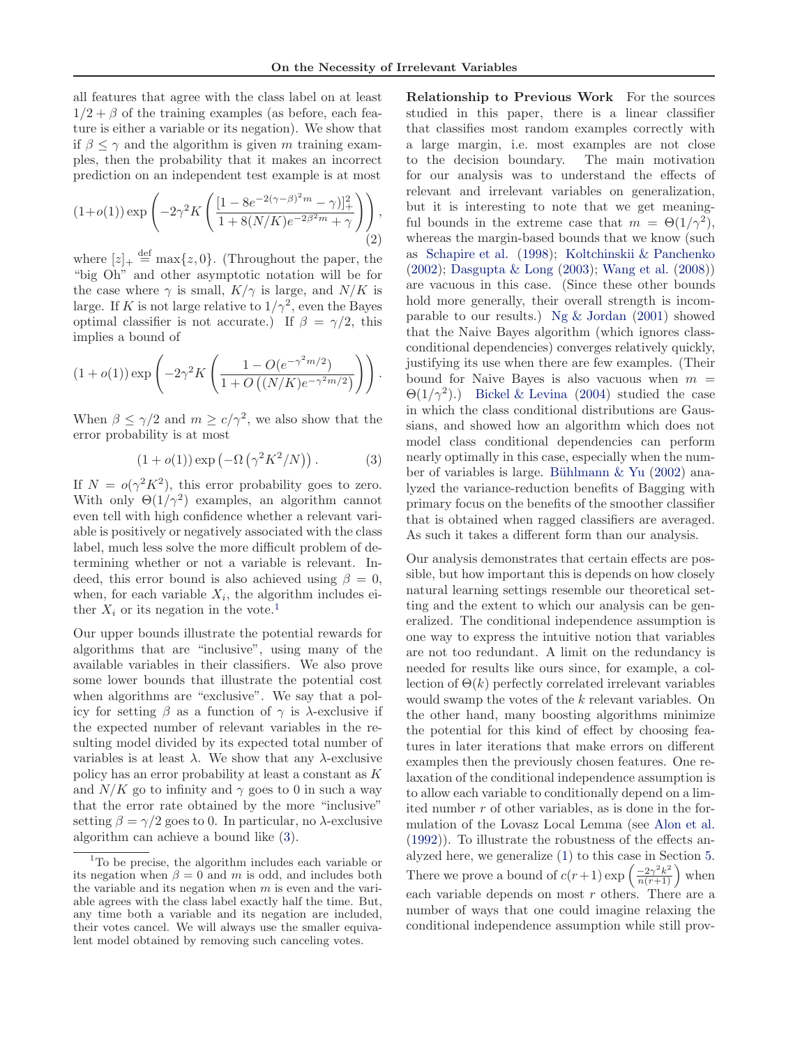all features that agree with the class label on at least $1/2 + \beta$ of the training examples (as before, each feature is either a variable or its negation). We show that if $\beta \leq \gamma$ and the algorithm is given $m$ training examples, then the probability that it makes an incorrect prediction on an independent test example is at most

$$(1+o(1)) \exp\left(-2\gamma^2 K \left(\frac{[1 - 8e^{-2(\gamma-\beta)^2 m} - \gamma]_+^2}{1 + 8(N/K)e^{-2\beta^2 m} + \gamma}\right)\right), \tag{2}$$

where $[z]_+ \stackrel{\text{def}}{=} \max\{z, 0\}$. (Throughout the paper, the "big Oh" and other asymptotic notation will be for the case where $\gamma$ is small, $K/\gamma$ is large, and $N/K$ is large. If $K$ is not large relative to $1/\gamma^2$, even the Bayes optimal classifier is not accurate.) If $\beta = \gamma/2$, this implies a bound of

$$(1 + o(1)) \exp\left(-2\gamma^2 K \left(\frac{1 - O(e^{-\gamma^2 m/2})}{1 + O\left((N/K)e^{-\gamma^2 m/2}\right)}\right)\right).$$

When $\beta \leq \gamma/2$ and $m \geq c/\gamma^2$, we also show that the error probability is at most

$$(1 + o(1)) \exp\left(-\Omega\left(\gamma^2 K^2/N\right)\right). \tag{3}$$

If $N = o(\gamma^2 K^2)$, this error probability goes to zero. With only $\Theta(1/\gamma^2)$ examples, an algorithm cannot even tell with high confidence whether a relevant variable is positively or negatively associated with the class label, much less solve the more difficult problem of determining whether or not a variable is relevant. Indeed, this error bound is also achieved using $\beta = 0$, when, for each variable $X_i$, the algorithm includes either $X_i$ or its negation in the vote.[1]

Our upper bounds illustrate the potential rewards for algorithms that are "inclusive", using many of the available variables in their classifiers. We also prove some lower bounds that illustrate the potential cost when algorithms are "exclusive". We say that a policy for setting $\beta$ as a function of $\gamma$ is $\lambda$-exclusive if the expected number of relevant variables in the resulting model divided by its expected total number of variables is at least $\lambda$. We show that any $\lambda$-exclusive policy has an error probability at least a constant as $K$ and $N/K$ go to infinity and $\gamma$ goes to 0 in such a way that the error rate obtained by the more "inclusive" setting $\beta = \gamma/2$ goes to 0. In particular, no $\lambda$-exclusive algorithm can achieve a bound like (3).

[1] To be precise, the algorithm includes each variable or its negation when $\beta = 0$ and $m$ is odd, and includes both the variable and its negation when $m$ is even and the variable agrees with the class label exactly half the time. But, any time both a variable and its negation are included, their votes cancel. We will always use the smaller equivalent model obtained by removing such canceling votes.

**Relationship to Previous Work** For the sources studied in this paper, there is a linear classifier that classifies most random examples correctly with a large margin, i.e. most examples are not close to the decision boundary. The main motivation for our analysis was to understand the effects of relevant and irrelevant variables on generalization, but it is interesting to note that we get meaningful bounds in the extreme case that $m = \Theta(1/\gamma^2)$, whereas the margin-based bounds that we know (such as Schapire et al. (1998); Koltchinskii & Panchenko (2002); Dasgupta & Long (2003); Wang et al. (2008)) are vacuous in this case. (Since these other bounds hold more generally, their overall strength is incomparable to our results.) Ng & Jordan (2001) showed that the Naive Bayes algorithm (which ignores class-conditional dependencies) converges relatively quickly, justifying its use when there are few examples. (Their bound for Naive Bayes is also vacuous when $m = \Theta(1/\gamma^2)$.) Bickel & Levina (2004) studied the case in which the class conditional distributions are Gaussians, and showed how an algorithm which does not model class conditional dependencies can perform nearly optimally in this case, especially when the number of variables is large. Bühlmann & Yu (2002) analyzed the variance-reduction benefits of Bagging with primary focus on the benefits of the smoother classifier that is obtained when ragged classifiers are averaged. As such it takes a different form than our analysis.

Our analysis demonstrates that certain effects are possible, but how important this is depends on how closely natural learning settings resemble our theoretical setting and the extent to which our analysis can be generalized. The conditional independence assumption is one way to express the intuitive notion that variables are not too redundant. A limit on the redundancy is needed for results like ours since, for example, a collection of $\Theta(k)$ perfectly correlated irrelevant variables would swamp the votes of the $k$ relevant variables. On the other hand, many boosting algorithms minimize the potential for this kind of effect by choosing features in later iterations that make errors on different examples then the previously chosen features. One relaxation of the conditional independence assumption is to allow each variable to conditionally depend on a limited number $r$ of other variables, as is done in the formulation of the Lovasz Local Lemma (see Alon et al. (1992)). To illustrate the robustness of the effects analyzed here, we generalize (1) to this case in Section 5. There we prove a bound of $c(r+1)\exp\left(\frac{-2\gamma^2 k^2}{n(r+1)}\right)$ when each variable depends on most $r$ others. There are a number of ways that one could imagine relaxing the conditional independence assumption while still prov-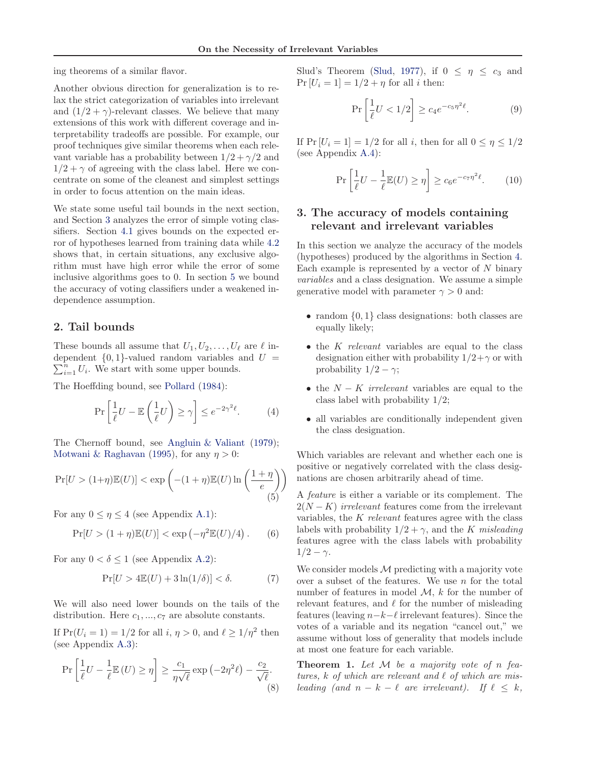ing theorems of a similar flavor.

Another obvious direction for generalization is to relax the strict categorization of variables into irrelevant and $(1/2+\gamma)$-relevant classes. We believe that many extensions of this work with different coverage and interpretability tradeoffs are possible. For example, our proof techniques give similar theorems when each relevant variable has a probability between $1/2+\gamma/2$ and $1/2+\gamma$ of agreeing with the class label. Here we concentrate on some of the cleanest and simplest settings in order to focus attention on the main ideas.

We state some useful tail bounds in the next section, and Section 3 analyzes the error of simple voting classifiers. Section 4.1 gives bounds on the expected error of hypotheses learned from training data while 4.2 shows that, in certain situations, any exclusive algorithm must have high error while the error of some inclusive algorithms goes to 0. In section 5 we bound the accuracy of voting classifiers under a weakened independence assumption.

## 2. Tail bounds

These bounds all assume that $U_1, U_2, \ldots, U_\ell$ are $\ell$ independent $\{0,1\}$-valued random variables and $U = \sum_{i=1}^{n} U_i$. We start with some upper bounds.

The Hoeffding bound, see Pollard (1984):

$$\Pr\left[\frac{1}{\ell}U - \mathbb{E}\left(\frac{1}{\ell}U\right) \geq \gamma\right] \leq e^{-2\gamma^2\ell}. \tag{4}$$

The Chernoff bound, see Angluin & Valiant (1979); Motwani & Raghavan (1995), for any $\eta > 0$:

$$\Pr[U > (1+\eta)\mathbb{E}(U)] < \exp\left(-(1+\eta)\mathbb{E}(U)\ln\left(\frac{1+\eta}{e}\right)\right) \tag{5}$$

For any $0 \leq \eta \leq 4$ (see Appendix A.1):

$$\Pr[U > (1+\eta)\mathbb{E}(U)] < \exp\left(-\eta^2\mathbb{E}(U)/4\right). \tag{6}$$

For any $0 < \delta \leq 1$ (see Appendix A.2):

$$\Pr[U > 4\mathbb{E}(U) + 3\ln(1/\delta)] < \delta. \tag{7}$$

We will also need lower bounds on the tails of the distribution. Here $c_1, \ldots, c_7$ are absolute constants.

If $\Pr(U_i = 1) = 1/2$ for all $i$, $\eta > 0$, and $\ell \geq 1/\eta^2$ then (see Appendix A.3):

$$\Pr\left[\frac{1}{\ell}U - \frac{1}{\ell}\mathbb{E}\left(U\right) \geq \eta\right] \geq \frac{c_1}{\eta\sqrt{\ell}}\exp\left(-2\eta^2\ell\right) - \frac{c_2}{\sqrt{\ell}}. \tag{8}$$

Slud's Theorem (Slud, 1977), if $0 \leq \eta \leq c_3$ and $\Pr[U_i = 1] = 1/2 + \eta$ for all $i$ then:

$$\Pr\left[\frac{1}{\ell}U < 1/2\right] \geq c_4 e^{-c_5\eta^2\ell}. \tag{9}$$

If $\Pr[U_i = 1] = 1/2$ for all $i$, then for all $0 \leq \eta \leq 1/2$ (see Appendix A.4):

$$\Pr\left[\frac{1}{\ell}U - \frac{1}{\ell}\mathbb{E}(U) \geq \eta\right] \geq c_6 e^{-c_7\eta^2\ell}. \tag{10}$$

## 3. The accuracy of models containing relevant and irrelevant variables

In this section we analyze the accuracy of the models (hypotheses) produced by the algorithms in Section 4. Each example is represented by a vector of $N$ binary *variables* and a class designation. We assume a simple generative model with parameter $\gamma > 0$ and:

- random $\{0,1\}$ class designations: both classes are equally likely;
- the $K$ *relevant* variables are equal to the class designation either with probability $1/2+\gamma$ or with probability $1/2-\gamma$;
- the $N-K$ *irrelevant* variables are equal to the class label with probability $1/2$;
- all variables are conditionally independent given the class designation.

Which variables are relevant and whether each one is positive or negatively correlated with the class designations are chosen arbitrarily ahead of time.

A *feature* is either a variable or its complement. The $2(N-K)$ *irrelevant* features come from the irrelevant variables, the $K$ *relevant* features agree with the class labels with probability $1/2+\gamma$, and the $K$ *misleading* features agree with the class labels with probability $1/2-\gamma$.

We consider models $\mathcal{M}$ predicting with a majority vote over a subset of the features. We use $n$ for the total number of features in model $\mathcal{M}$, $k$ for the number of relevant features, and $\ell$ for the number of misleading features (leaving $n-k-\ell$ irrelevant features). Since the votes of a variable and its negation "cancel out," we assume without loss of generality that models include at most one feature for each variable.

**Theorem 1.** *Let $\mathcal{M}$ be a majority vote of $n$ features, $k$ of which are relevant and $\ell$ of which are misleading (and $n-k-\ell$ are irrelevant). If $\ell \leq k$,*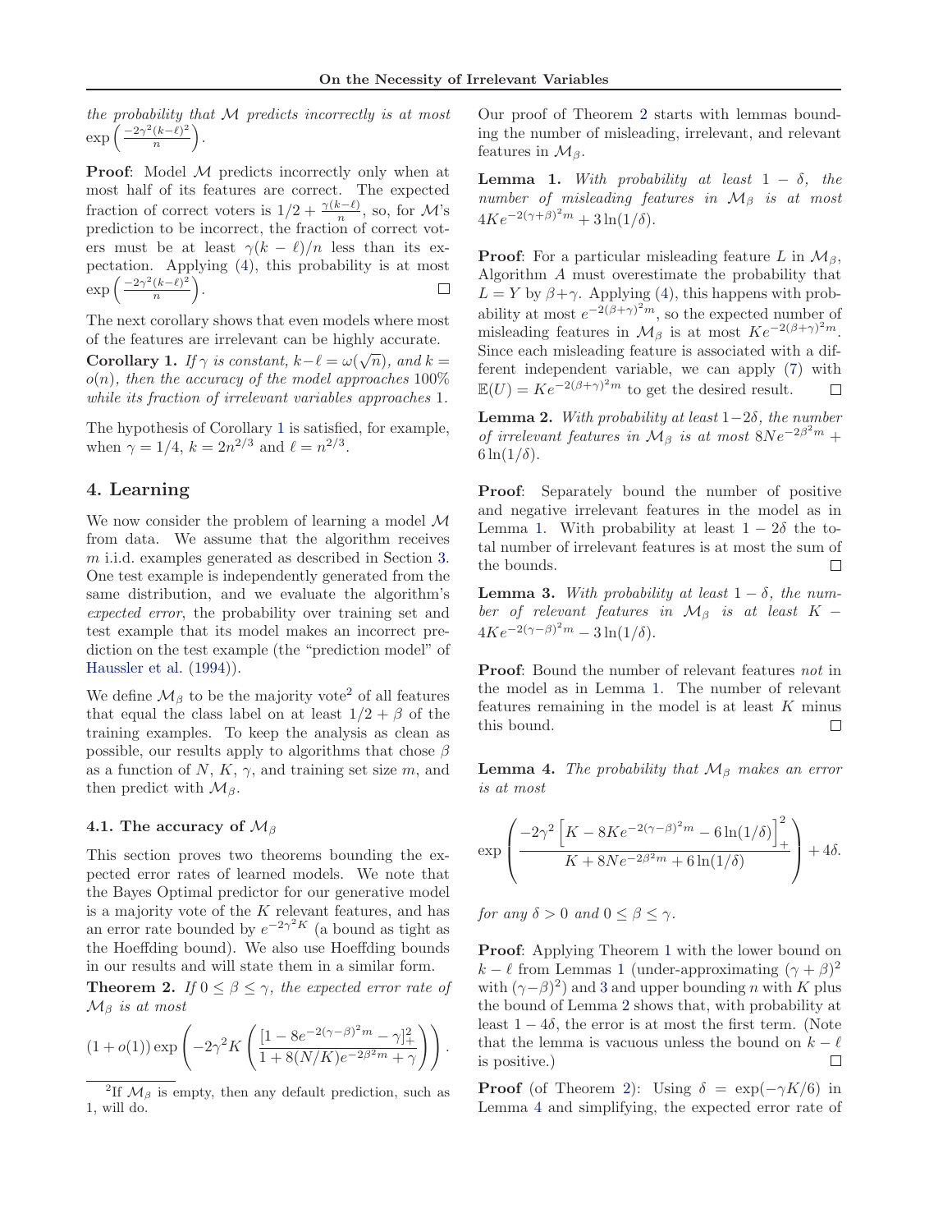*the probability that $\mathcal{M}$ predicts incorrectly is at most* $\exp\left(\frac{-2\gamma^2(k-\ell)^2}{n}\right)$.

**Proof**: Model $\mathcal{M}$ predicts incorrectly only when at most half of its features are correct. The expected fraction of correct voters is $1/2 + \frac{\gamma(k-\ell)}{n}$, so, for $\mathcal{M}$'s prediction to be incorrect, the fraction of correct voters must be at least $\gamma(k-\ell)/n$ less than its expectation. Applying (4), this probability is at most $\exp\left(\frac{-2\gamma^2(k-\ell)^2}{n}\right)$. □

The next corollary shows that even models where most of the features are irrelevant can be highly accurate.

**Corollary 1.** *If $\gamma$ is constant, $k-\ell = \omega(\sqrt{n})$, and $k = o(n)$, then the accuracy of the model approaches 100% while its fraction of irrelevant variables approaches 1.*

The hypothesis of Corollary 1 is satisfied, for example, when $\gamma = 1/4$, $k = 2n^{2/3}$ and $\ell = n^{2/3}$.

## 4. Learning

We now consider the problem of learning a model $\mathcal{M}$ from data. We assume that the algorithm receives $m$ i.i.d. examples generated as described in Section 3. One test example is independently generated from the same distribution, and we evaluate the algorithm's *expected error*, the probability over training set and test example that its model makes an incorrect prediction on the test example (the "prediction model" of Haussler et al. (1994)).

We define $\mathcal{M}_\beta$ to be the majority vote[2] of all features that equal the class label on at least $1/2 + \beta$ of the training examples. To keep the analysis as clean as possible, our results apply to algorithms that chose $\beta$ as a function of $N$, $K$, $\gamma$, and training set size $m$, and then predict with $\mathcal{M}_\beta$.

### 4.1. The accuracy of $\mathcal{M}_\beta$

This section proves two theorems bounding the expected error rates of learned models. We note that the Bayes Optimal predictor for our generative model is a majority vote of the $K$ relevant features, and has an error rate bounded by $e^{-2\gamma^2 K}$ (a bound as tight as the Hoeffding bound). We also use Hoeffding bounds in our results and will state them in a similar form.

**Theorem 2.** *If $0 \leq \beta \leq \gamma$, the expected error rate of $\mathcal{M}_\beta$ is at most*

$$(1 + o(1)) \exp\left(-2\gamma^2 K \left(\frac{[1 - 8e^{-2(\gamma-\beta)^2 m} - \gamma]_+^2}{1 + 8(N/K)e^{-2\beta^2 m} + \gamma}\right)\right).$$

[2] If $\mathcal{M}_\beta$ is empty, then any default prediction, such as 1, will do.

Our proof of Theorem 2 starts with lemmas bounding the number of misleading, irrelevant, and relevant features in $\mathcal{M}_\beta$.

**Lemma 1.** *With probability at least $1-\delta$, the number of misleading features in $\mathcal{M}_\beta$ is at most $4Ke^{-2(\gamma+\beta)^2 m} + 3\ln(1/\delta)$.*

**Proof**: For a particular misleading feature $L$ in $\mathcal{M}_\beta$, Algorithm $A$ must overestimate the probability that $L = Y$ by $\beta + \gamma$. Applying (4), this happens with probability at most $e^{-2(\beta+\gamma)^2 m}$, so the expected number of misleading features in $\mathcal{M}_\beta$ is at most $Ke^{-2(\beta+\gamma)^2 m}$. Since each misleading feature is associated with a different independent variable, we can apply (7) with $\mathbb{E}(U) = Ke^{-2(\beta+\gamma)^2 m}$ to get the desired result. □

**Lemma 2.** *With probability at least $1-2\delta$, the number of irrelevant features in $\mathcal{M}_\beta$ is at most $8Ne^{-2\beta^2 m} + 6\ln(1/\delta)$.*

**Proof**: Separately bound the number of positive and negative irrelevant features in the model as in Lemma 1. With probability at least $1-2\delta$ the total number of irrelevant features is at most the sum of the bounds. □

**Lemma 3.** *With probability at least $1-\delta$, the number of relevant features in $\mathcal{M}_\beta$ is at least $K - 4Ke^{-2(\gamma-\beta)^2 m} - 3\ln(1/\delta)$.*

**Proof**: Bound the number of relevant features *not* in the model as in Lemma 1. The number of relevant features remaining in the model is at least $K$ minus this bound. □

**Lemma 4.** *The probability that $\mathcal{M}_\beta$ makes an error is at most*

$$\exp\left(\frac{-2\gamma^2\left[K - 8Ke^{-2(\gamma-\beta)^2 m} - 6\ln(1/\delta)\right]_+^2}{K + 8Ne^{-2\beta^2 m} + 6\ln(1/\delta)}\right) + 4\delta.$$

*for any $\delta > 0$ and $0 \leq \beta \leq \gamma$.*

**Proof**: Applying Theorem 1 with the lower bound on $k - \ell$ from Lemmas 1 (under-approximating $(\gamma+\beta)^2$ with $(\gamma-\beta)^2$) and 3 and upper bounding $n$ with $K$ plus the bound of Lemma 2 shows that, with probability at least $1-4\delta$, the error is at most the first term. (Note that the lemma is vacuous unless the bound on $k-\ell$ is positive.) □

**Proof** (of Theorem 2): Using $\delta = \exp(-\gamma K/6)$ in Lemma 4 and simplifying, the expected error rate of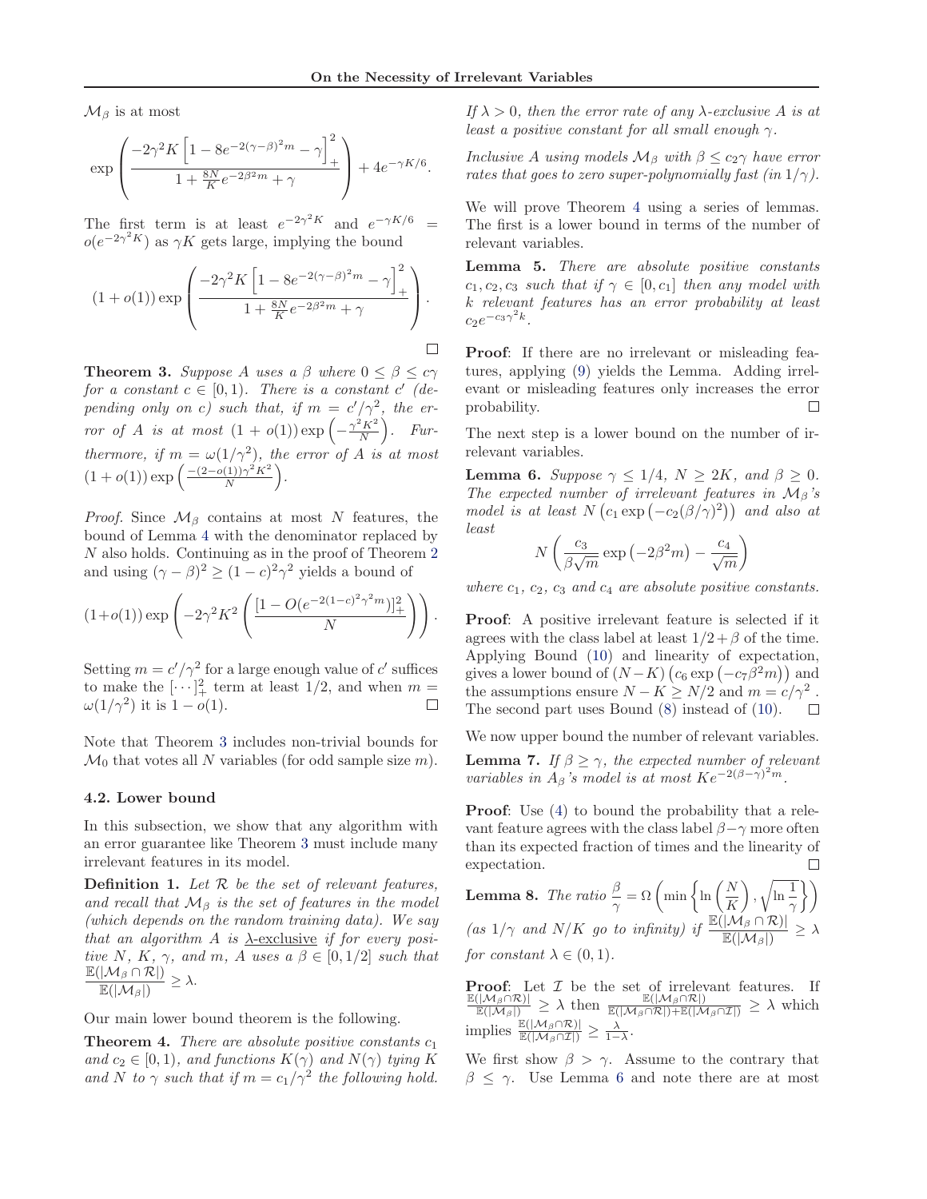$\mathcal{M}_\beta$ is at most

$$\exp\left(\frac{-2\gamma^2 K\left[1-8e^{-2(\gamma-\beta)^2 m}-\gamma\right]_+^2}{1+\frac{8N}{K}e^{-2\beta^2 m}+\gamma}\right)+4e^{-\gamma K/6}.$$

The first term is at least $e^{-2\gamma^2 K}$ and $e^{-\gamma K/6} = o(e^{-2\gamma^2 K})$ as $\gamma K$ gets large, implying the bound

$$(1+o(1))\exp\left(\frac{-2\gamma^2 K\left[1-8e^{-2(\gamma-\beta)^2 m}-\gamma\right]_+^2}{1+\frac{8N}{K}e^{-2\beta^2 m}+\gamma}\right).$$

□

**Theorem 3.** *Suppose $A$ uses a $\beta$ where $0 \le \beta \le c\gamma$ for a constant $c \in [0, 1)$. There is a constant $c'$ (depending only on $c$) such that, if $m = c'/\gamma^2$, the error of $A$ is at most $(1+o(1))\exp\left(-\frac{\gamma^2 K^2}{N}\right)$. Furthermore, if $m = \omega(1/\gamma^2)$, the error of $A$ is at most $(1+o(1))\exp\left(\frac{-(2-o(1))\gamma^2 K^2}{N}\right)$.*

*Proof.* Since $\mathcal{M}_\beta$ contains at most $N$ features, the bound of Lemma 4 with the denominator replaced by $N$ also holds. Continuing as in the proof of Theorem 2 and using $(\gamma-\beta)^2 \ge (1-c)^2\gamma^2$ yields a bound of

$$(1+o(1))\exp\left(-2\gamma^2 K^2\left(\frac{[1-O(e^{-2(1-c)^2\gamma^2 m})]_+^2}{N}\right)\right).$$

Setting $m = c'/\gamma^2$ for a large enough value of $c'$ suffices to make the $[\cdots]_+^2$ term at least $1/2$, and when $m = \omega(1/\gamma^2)$ it is $1-o(1)$. □

Note that Theorem 3 includes non-trivial bounds for $\mathcal{M}_0$ that votes all $N$ variables (for odd sample size $m$).

### 4.2. Lower bound

In this subsection, we show that any algorithm with an error guarantee like Theorem 3 must include many irrelevant features in its model.

**Definition 1.** *Let $\mathcal{R}$ be the set of relevant features, and recall that $\mathcal{M}_\beta$ is the set of features in the model (which depends on the random training data). We say that an algorithm $A$ is $\underline{\lambda\text{-exclusive}}$ if for every positive $N$, $K$, $\gamma$, and $m$, $A$ uses a $\beta \in [0, 1/2]$ such that $\frac{\mathbb{E}(|\mathcal{M}_\beta \cap \mathcal{R}|)}{\mathbb{E}(|\mathcal{M}_\beta|)} \ge \lambda$.*

Our main lower bound theorem is the following.

**Theorem 4.** *There are absolute positive constants $c_1$ and $c_2 \in [0, 1)$, and functions $K(\gamma)$ and $N(\gamma)$ tying $K$ and $N$ to $\gamma$ such that if $m = c_1/\gamma^2$ the following hold.*

*If $\lambda > 0$, then the error rate of any $\lambda$-exclusive $A$ is at least a positive constant for all small enough $\gamma$.*

*Inclusive $A$ using models $\mathcal{M}_\beta$ with $\beta \le c_2\gamma$ have error rates that goes to zero super-polynomially fast (in $1/\gamma$).*

We will prove Theorem 4 using a series of lemmas. The first is a lower bound in terms of the number of relevant variables.

**Lemma 5.** *There are absolute positive constants $c_1, c_2, c_3$ such that if $\gamma \in [0, c_1]$ then any model with $k$ relevant features has an error probability at least $c_2 e^{-c_3\gamma^2 k}$.*

**Proof**: If there are no irrelevant or misleading features, applying (9) yields the Lemma. Adding irrelevant or misleading features only increases the error probability. □

The next step is a lower bound on the number of irrelevant variables.

**Lemma 6.** *Suppose $\gamma \le 1/4$, $N \ge 2K$, and $\beta \ge 0$. The expected number of irrelevant features in $\mathcal{M}_\beta$'s model is at least $N\left(c_1 \exp\left(-c_2(\beta/\gamma)^2\right)\right)$ and also at least*

$$N\left(\frac{c_3}{\beta\sqrt{m}}\exp\left(-2\beta^2 m\right)-\frac{c_4}{\sqrt{m}}\right)$$

*where $c_1$, $c_2$, $c_3$ and $c_4$ are absolute positive constants.*

**Proof**: A positive irrelevant feature is selected if it agrees with the class label at least $1/2+\beta$ of the time. Applying Bound (10) and linearity of expectation, gives a lower bound of $(N-K)\left(c_6\exp\left(-c_7\beta^2 m\right)\right)$ and the assumptions ensure $N-K \ge N/2$ and $m = c/\gamma^2$. The second part uses Bound (8) instead of (10). □

We now upper bound the number of relevant variables.

**Lemma 7.** *If $\beta \ge \gamma$, the expected number of relevant variables in $A_\beta$'s model is at most $Ke^{-2(\beta-\gamma)^2 m}$.*

**Proof**: Use (4) to bound the probability that a relevant feature agrees with the class label $\beta-\gamma$ more often than its expected fraction of times and the linearity of expectation. □

**Lemma 8.** *The ratio $\frac{\beta}{\gamma} = \Omega\left(\min\left\{\ln\left(\frac{N}{K}\right), \sqrt{\ln\frac{1}{\gamma}}\right\}\right)$ (as $1/\gamma$ and $N/K$ go to infinity) if $\frac{\mathbb{E}(|\mathcal{M}_\beta \cap \mathcal{R}|)}{\mathbb{E}(|\mathcal{M}_\beta|)} \ge \lambda$ for constant $\lambda \in (0, 1)$.*

**Proof**: Let $\mathcal{I}$ be the set of irrelevant features. If $\frac{\mathbb{E}(|\mathcal{M}_\beta \cap \mathcal{R}|)}{\mathbb{E}(|\mathcal{M}_\beta|)} \ge \lambda$ then $\frac{\mathbb{E}(|\mathcal{M}_\beta \cap \mathcal{R}|)}{\mathbb{E}(|\mathcal{M}_\beta \cap \mathcal{R}|)+\mathbb{E}(|\mathcal{M}_\beta \cap \mathcal{I}|)} \ge \lambda$ which implies $\frac{\mathbb{E}(|\mathcal{M}_\beta \cap \mathcal{R}|)}{\mathbb{E}(|\mathcal{M}_\beta \cap \mathcal{I}|)} \ge \frac{\lambda}{1-\lambda}$.

We first show $\beta > \gamma$. Assume to the contrary that $\beta \le \gamma$. Use Lemma 6 and note there are at most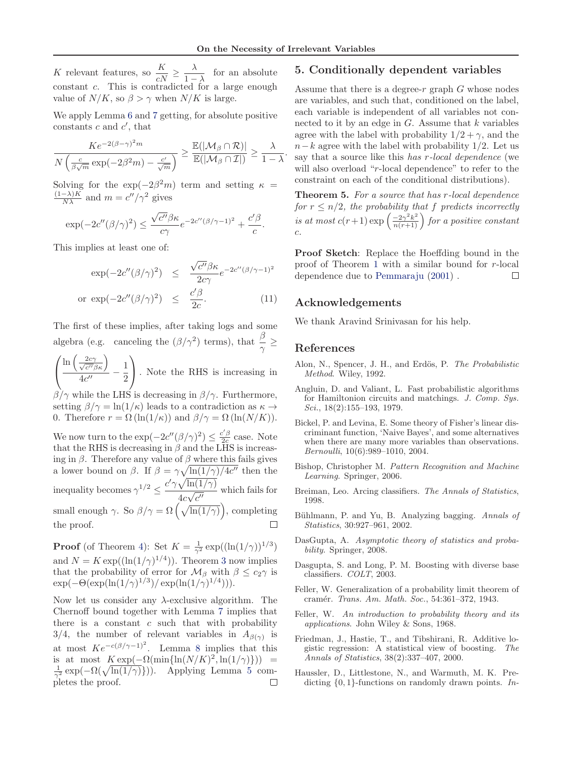$K$ relevant features, so $\dfrac{K}{cN} \geq \dfrac{\lambda}{1-\lambda}$ for an absolute constant $c$. This is contradicted for a large enough value of $N/K$, so $\beta > \gamma$ when $N/K$ is large.

We apply Lemma 6 and 7 getting, for absolute positive constants $c$ and $c'$, that

$$\frac{Ke^{-2(\beta-\gamma)^2 m}}{N\left(\frac{c}{\beta\sqrt{m}}\exp(-2\beta^2 m) - \frac{c'}{\sqrt{m}}\right)} \geq \frac{\mathbb{E}(|\mathcal{M}_\beta \cap \mathcal{R})|}{\mathbb{E}(|\mathcal{M}_\beta \cap \mathcal{I}|)} \geq \frac{\lambda}{1-\lambda}.$$

Solving for the $\exp(-2\beta^2 m)$ term and setting $\kappa = \frac{(1-\lambda)K}{N\lambda}$ and $m = c''/\gamma^2$ gives

$$\exp(-2c''(\beta/\gamma)^2) \leq \frac{\sqrt{c''}\beta\kappa}{c\gamma}e^{-2c''(\beta/\gamma-1)^2} + \frac{c'\beta}{c}.$$

This implies at least one of:

$$\begin{aligned} \exp(-2c''(\beta/\gamma)^2) &\leq \frac{\sqrt{c''}\beta\kappa}{2c\gamma}e^{-2c''(\beta/\gamma-1)^2} \\ \text{or } \exp(-2c''(\beta/\gamma)^2) &\leq \frac{c'\beta}{2c}. \end{aligned} \tag{11}$$

The first of these implies, after taking logs and some algebra (e.g. canceling the $(\beta/\gamma^2)$ terms), that $\dfrac{\beta}{\gamma} \geq \left(\dfrac{\ln\left(\frac{2c\gamma}{\sqrt{c''}\beta\kappa}\right)}{4c''} - \dfrac{1}{2}\right)$. Note the RHS is increasing in $\beta/\gamma$ while the LHS is decreasing in $\beta/\gamma$. Furthermore, setting $\beta/\gamma = \ln(1/\kappa)$ leads to a contradiction as $\kappa \to 0$. Therefore $r = \Omega(\ln(1/\kappa))$ and $\beta/\gamma = \Omega(\ln(N/K))$.

We now turn to the $\exp(-2c''(\beta/\gamma)^2) \leq \frac{c'\beta}{2c}$ case. Note that the RHS is decreasing in $\beta$ and the LHS is increasing in $\beta$. Therefore any value of $\beta$ where this fails gives a lower bound on $\beta$. If $\beta = \gamma\sqrt{\ln(1/\gamma)/4c''}$ then the inequality becomes $\gamma^{1/2} \leq \dfrac{c'\gamma\sqrt{\ln(1/\gamma)}}{4c\sqrt{c''}}$ which fails for small enough $\gamma$. So $\beta/\gamma = \Omega\left(\sqrt{\ln(1/\gamma)}\right)$, completing the proof. ☐

**Proof** (of Theorem 4): Set $K = \frac{1}{\gamma^2}\exp((\ln(1/\gamma))^{1/3})$ and $N = K\exp((\ln(1/\gamma))^{1/4})$. Theorem 3 now implies that the probability of error for $\mathcal{M}_\beta$ with $\beta \leq c_2\gamma$ is $\exp(-\Theta(\exp(\ln(1/\gamma)^{1/3})/\exp(\ln(1/\gamma)^{1/4})))$.

Now let us consider any $\lambda$-exclusive algorithm. The Chernoff bound together with Lemma 7 implies that there is a constant $c$ such that with probability $3/4$, the number of relevant variables in $A_{\beta(\gamma)}$ is at most $Ke^{-c(\beta/\gamma-1)^2}$. Lemma 8 implies that this is at most $K\exp(-\Omega(\min\{\ln(N/K)^2, \ln(1/\gamma)\})) = \frac{1}{\gamma^2}\exp(-\Omega(\sqrt{\ln(1/\gamma)}\}))$. Applying Lemma 5 completes the proof. ☐

## 5. Conditionally dependent variables

Assume that there is a degree-$r$ graph $G$ whose nodes are variables, and such that, conditioned on the label, each variable is independent of all variables not connected to it by an edge in $G$. Assume that $k$ variables agree with the label with probability $1/2 + \gamma$, and the $n-k$ agree with the label with probability $1/2$. Let us say that a source like this *has $r$-local dependence* (we will also overload "$r$-local dependence" to refer to the constraint on each of the conditional distributions).

**Theorem 5.** *For a source that has $r$-local dependence for $r \leq n/2$, the probability that $f$ predicts incorrectly is at most $c(r+1)\exp\left(\frac{-2\gamma^2 k^2}{n(r+1)}\right)$ for a positive constant $c$.*

**Proof Sketch**: Replace the Hoeffding bound in the proof of Theorem 1 with a similar bound for $r$-local dependence due to Pemmaraju (2001) . ☐

## Acknowledgements

We thank Aravind Srinivasan for his help.

## References

Alon, N., Spencer, J. H., and Erdös, P. *The Probabilistic Method*. Wiley, 1992.

Angluin, D. and Valiant, L. Fast probabilistic algorithms for Hamiltonion circuits and matchings. *J. Comp. Sys. Sci.*, 18(2):155–193, 1979.

Bickel, P. and Levina, E. Some theory of Fisher's linear discriminant function, 'Naive Bayes', and some alternatives when there are many more variables than observations. *Bernoulli*, 10(6):989–1010, 2004.

Bishop, Christopher M. *Pattern Recognition and Machine Learning*. Springer, 2006.

Breiman, Leo. Arcing classifiers. *The Annals of Statistics*, 1998.

Bühlmann, P. and Yu, B. Analyzing bagging. *Annals of Statistics*, 30:927–961, 2002.

DasGupta, A. *Asymptotic theory of statistics and probability*. Springer, 2008.

Dasgupta, S. and Long, P. M. Boosting with diverse base classifiers. *COLT*, 2003.

Feller, W. Generalization of a probability limit theorem of cramér. *Trans. Am. Math. Soc.*, 54:361–372, 1943.

Feller, W. *An introduction to probability theory and its applications*. John Wiley & Sons, 1968.

Friedman, J., Hastie, T., and Tibshirani, R. Additive logistic regression: A statistical view of boosting. *The Annals of Statistics*, 38(2):337–407, 2000.

Haussler, D., Littlestone, N., and Warmuth, M. K. Predicting $\{0,1\}$-functions on randomly drawn points. *In-*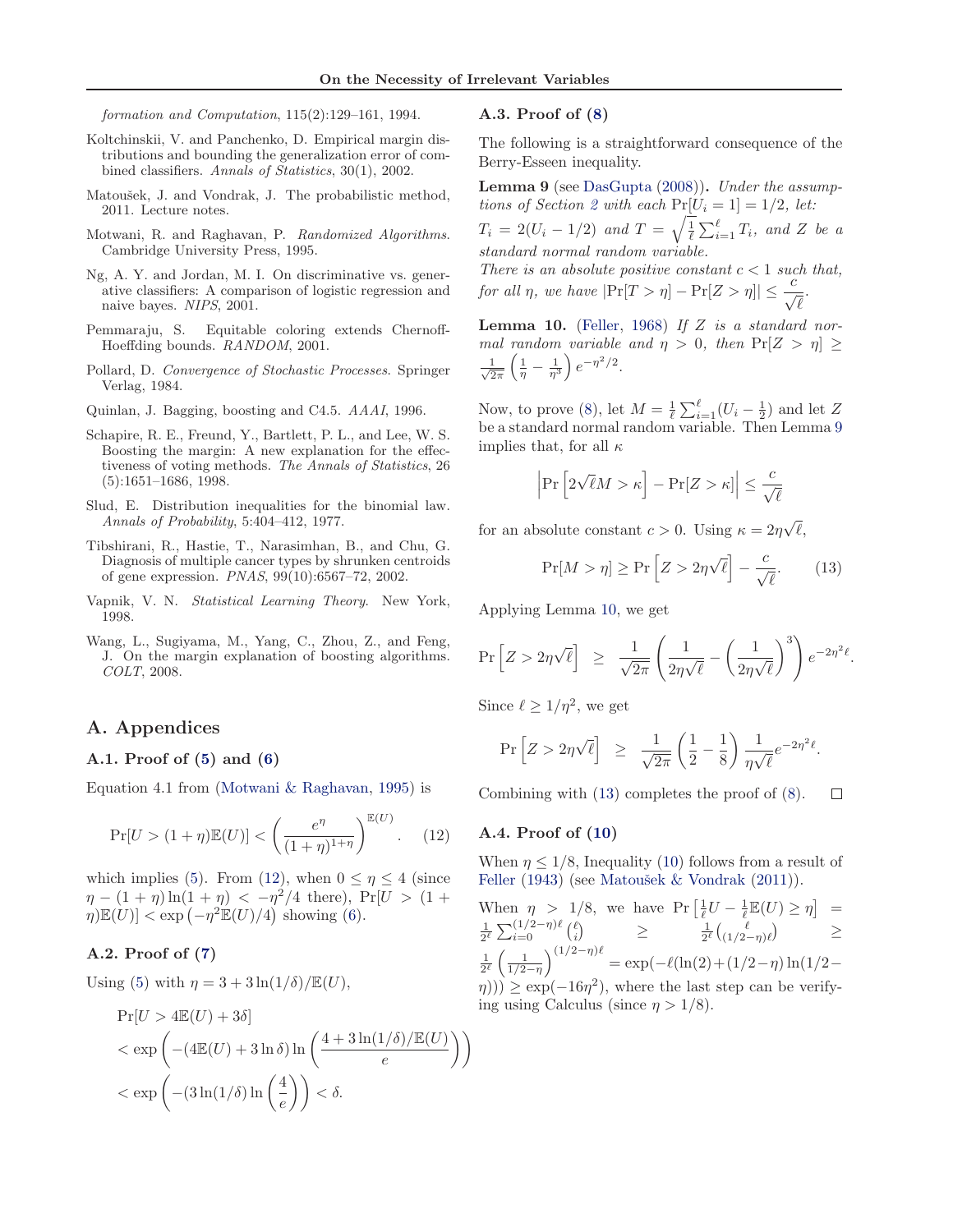formation and Computation, 115(2):129–161, 1994.

Koltchinskii, V. and Panchenko, D. Empirical margin distributions and bounding the generalization error of combined classifiers. *Annals of Statistics*, 30(1), 2002.

Matoušek, J. and Vondrak, J. The probabilistic method, 2011. Lecture notes.

Motwani, R. and Raghavan, P. *Randomized Algorithms*. Cambridge University Press, 1995.

Ng, A. Y. and Jordan, M. I. On discriminative vs. generative classifiers: A comparison of logistic regression and naive bayes. *NIPS*, 2001.

Pemmaraju, S. Equitable coloring extends Chernoff-Hoeffding bounds. *RANDOM*, 2001.

Pollard, D. *Convergence of Stochastic Processes*. Springer Verlag, 1984.

Quinlan, J. Bagging, boosting and C4.5. *AAAI*, 1996.

Schapire, R. E., Freund, Y., Bartlett, P. L., and Lee, W. S. Boosting the margin: A new explanation for the effectiveness of voting methods. *The Annals of Statistics*, 26 (5):1651–1686, 1998.

Slud, E. Distribution inequalities for the binomial law. *Annals of Probability*, 5:404–412, 1977.

Tibshirani, R., Hastie, T., Narasimhan, B., and Chu, G. Diagnosis of multiple cancer types by shrunken centroids of gene expression. *PNAS*, 99(10):6567–72, 2002.

Vapnik, V. N. *Statistical Learning Theory*. New York, 1998.

Wang, L., Sugiyama, M., Yang, C., Zhou, Z., and Feng, J. On the margin explanation of boosting algorithms. *COLT*, 2008.

# A. Appendices

## A.1. Proof of (5) and (6)

Equation 4.1 from (Motwani & Raghavan, 1995) is

$$\Pr[U > (1+\eta)\mathbb{E}(U)] < \left(\frac{e^{\eta}}{(1+\eta)^{1+\eta}}\right)^{\mathbb{E}(U)}. \quad (12)$$

which implies (5). From (12), when $0 \leq \eta \leq 4$ (since $\eta - (1+\eta)\ln(1+\eta) < -\eta^2/4$ there), $\Pr[U > (1+\eta)\mathbb{E}(U)] < \exp\left(-\eta^2\mathbb{E}(U)/4\right)$ showing (6).

## A.2. Proof of (7)

Using (5) with $\eta = 3 + 3\ln(1/\delta)/\mathbb{E}(U)$,

$$\begin{aligned}
&\Pr[U > 4\mathbb{E}(U) + 3\delta] \\
&< \exp\left(-(4\mathbb{E}(U) + 3\ln\delta)\ln\left(\frac{4 + 3\ln(1/\delta)/\mathbb{E}(U)}{e}\right)\right) \\
&< \exp\left(-(3\ln(1/\delta)\ln\left(\frac{4}{e}\right)\right) < \delta.
\end{aligned}$$

## A.3. Proof of (8)

The following is a straightforward consequence of the Berry-Esseen inequality.

**Lemma 9** (see DasGupta (2008))**.** *Under the assumptions of Section 2 with each $\Pr[U_i = 1] = 1/2$, let: $T_i = 2(U_i - 1/2)$ and $T = \sqrt{\frac{1}{\ell}}\sum_{i=1}^{\ell} T_i$, and $Z$ be a standard normal random variable.*
*There is an absolute positive constant $c < 1$ such that, for all $\eta$, we have $|\Pr[T > \eta] - \Pr[Z > \eta]| \leq \frac{c}{\sqrt{\ell}}$.*

**Lemma 10.** (Feller, 1968) *If $Z$ is a standard normal random variable and $\eta > 0$, then $\Pr[Z > \eta] \geq \frac{1}{\sqrt{2\pi}}\left(\frac{1}{\eta} - \frac{1}{\eta^3}\right)e^{-\eta^2/2}$.*

Now, to prove (8), let $M = \frac{1}{\ell}\sum_{i=1}^{\ell}(U_i - \frac{1}{2})$ and let $Z$ be a standard normal random variable. Then Lemma 9 implies that, for all $\kappa$

$$\left|\Pr\left[2\sqrt{\ell}M > \kappa\right] - \Pr[Z > \kappa]\right| \leq \frac{c}{\sqrt{\ell}}$$

for an absolute constant $c > 0$. Using $\kappa = 2\eta\sqrt{\ell}$,

$$\Pr[M > \eta] \geq \Pr\left[Z > 2\eta\sqrt{\ell}\right] - \frac{c}{\sqrt{\ell}}. \quad (13)$$

Applying Lemma 10, we get

$$\Pr\left[Z > 2\eta\sqrt{\ell}\right] \geq \frac{1}{\sqrt{2\pi}}\left(\frac{1}{2\eta\sqrt{\ell}} - \left(\frac{1}{2\eta\sqrt{\ell}}\right)^3\right)e^{-2\eta^2\ell}.$$

Since $\ell \geq 1/\eta^2$, we get

$$\Pr\left[Z > 2\eta\sqrt{\ell}\right] \geq \frac{1}{\sqrt{2\pi}}\left(\frac{1}{2} - \frac{1}{8}\right)\frac{1}{\eta\sqrt{\ell}}e^{-2\eta^2\ell}.$$

Combining with (13) completes the proof of (8). □

## A.4. Proof of (10)

When $\eta \leq 1/8$, Inequality (10) follows from a result of Feller (1943) (see Matoušek & Vondrak (2011)).

When $\eta > 1/8$, we have $\Pr\left[\frac{1}{\ell}U - \frac{1}{\ell}\mathbb{E}(U) \geq \eta\right] = \frac{1}{2^\ell}\sum_{i=0}^{(1/2-\eta)\ell}\binom{\ell}{i} \geq \frac{1}{2^\ell}\binom{\ell}{(1/2-\eta)\ell} \geq \frac{1}{2^\ell}\left(\frac{1}{1/2-\eta}\right)^{(1/2-\eta)\ell} = \exp(-\ell(\ln(2) + (1/2-\eta)\ln(1/2-\eta))) \geq \exp(-16\eta^2)$, where the last step can be verifying using Calculus (since $\eta > 1/8$).